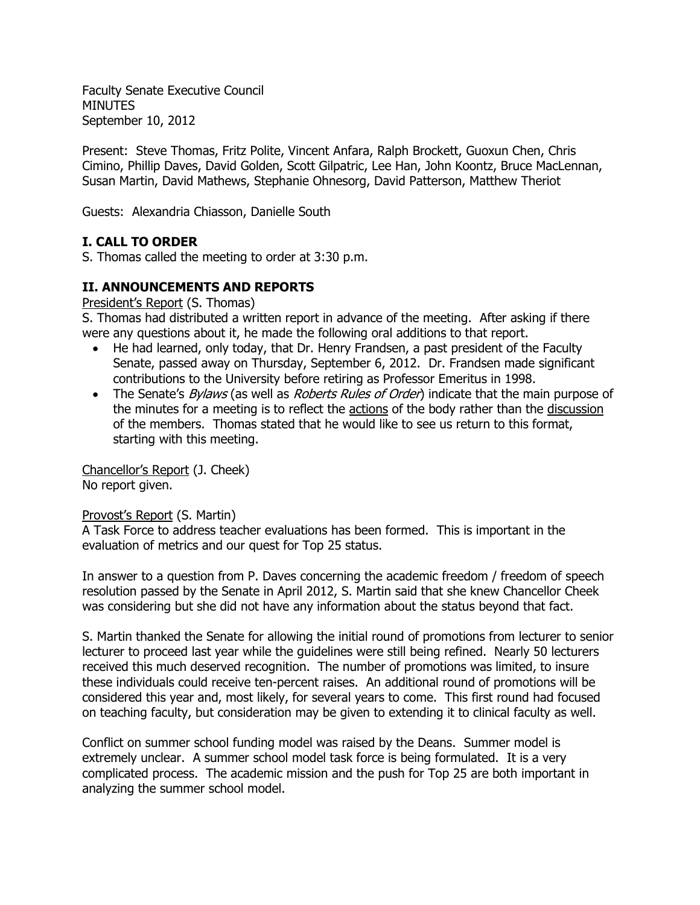Faculty Senate Executive Council
MINUTES
September 10, 2012

Present: Steve Thomas, Fritz Polite, Vincent Anfara, Ralph Brockett, Guoxun Chen, Chris Cimino, Phillip Daves, David Golden, Scott Gilpatric, Lee Han, John Koontz, Bruce MacLennan, Susan Martin, David Mathews, Stephanie Ohnesorg, David Patterson, Matthew Theriot

Guests: Alexandria Chiasson, Danielle South

## I. CALL TO ORDER

S. Thomas called the meeting to order at 3:30 p.m.

## II. ANNOUNCEMENTS AND REPORTS

<u>President's Report</u> (S. Thomas)

S. Thomas had distributed a written report in advance of the meeting. After asking if there were any questions about it, he made the following oral additions to that report.

- He had learned, only today, that Dr. Henry Frandsen, a past president of the Faculty Senate, passed away on Thursday, September 6, 2012. Dr. Frandsen made significant contributions to the University before retiring as Professor Emeritus in 1998.
- The Senate's *Bylaws* (as well as *Roberts Rules of Order*) indicate that the main purpose of the minutes for a meeting is to reflect the <u>actions</u> of the body rather than the <u>discussion</u> of the members. Thomas stated that he would like to see us return to this format, starting with this meeting.

<u>Chancellor's Report</u> (J. Cheek)

No report given.

<u>Provost's Report</u> (S. Martin)

A Task Force to address teacher evaluations has been formed. This is important in the evaluation of metrics and our quest for Top 25 status.

In answer to a question from P. Daves concerning the academic freedom / freedom of speech resolution passed by the Senate in April 2012, S. Martin said that she knew Chancellor Cheek was considering but she did not have any information about the status beyond that fact.

S. Martin thanked the Senate for allowing the initial round of promotions from lecturer to senior lecturer to proceed last year while the guidelines were still being refined. Nearly 50 lecturers received this much deserved recognition. The number of promotions was limited, to insure these individuals could receive ten-percent raises. An additional round of promotions will be considered this year and, most likely, for several years to come. This first round had focused on teaching faculty, but consideration may be given to extending it to clinical faculty as well.

Conflict on summer school funding model was raised by the Deans. Summer model is extremely unclear. A summer school model task force is being formulated. It is a very complicated process. The academic mission and the push for Top 25 are both important in analyzing the summer school model.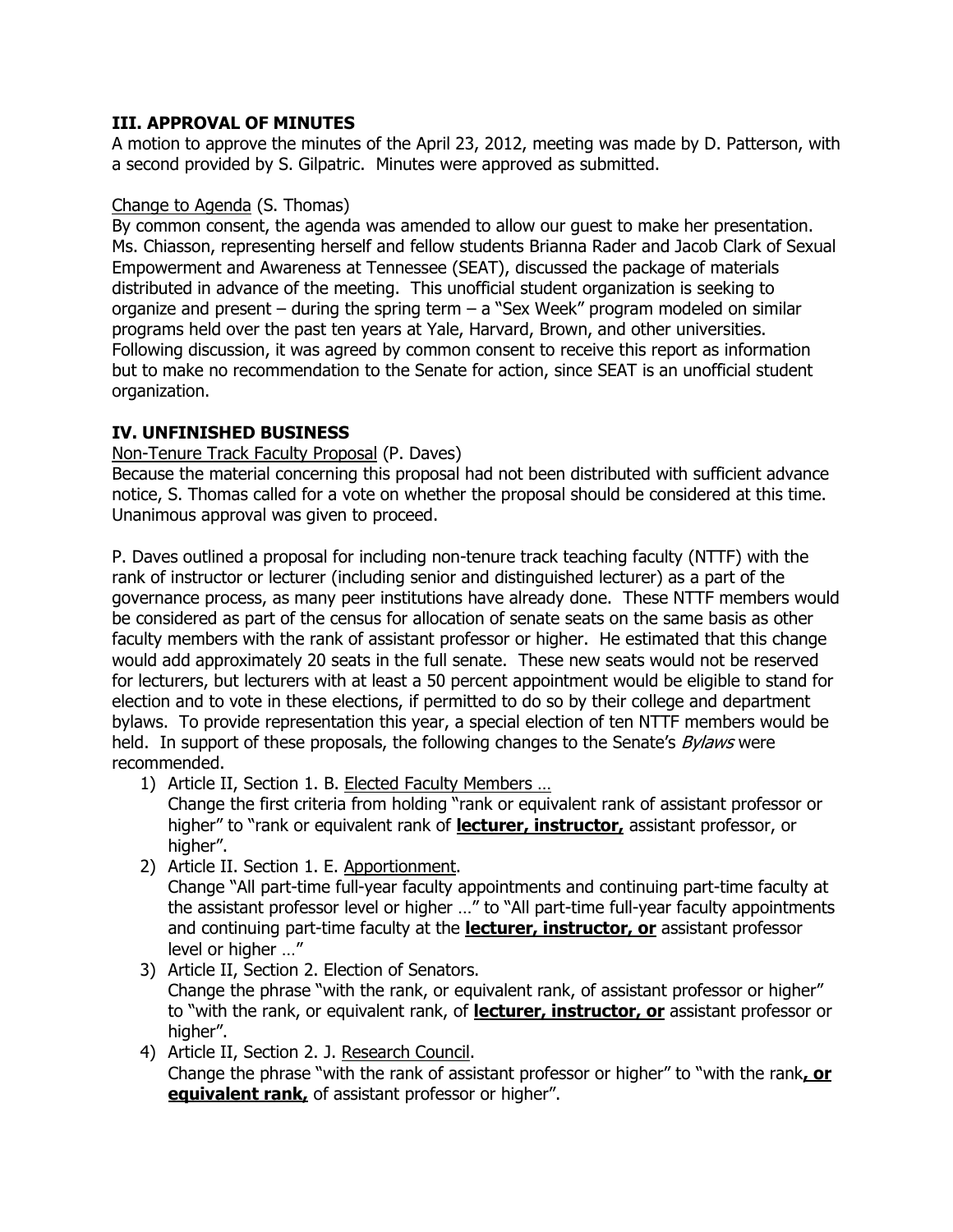## III. APPROVAL OF MINUTES

A motion to approve the minutes of the April 23, 2012, meeting was made by D. Patterson, with a second provided by S. Gilpatric. Minutes were approved as submitted.

<u>Change to Agenda</u> (S. Thomas)

By common consent, the agenda was amended to allow our guest to make her presentation. Ms. Chiasson, representing herself and fellow students Brianna Rader and Jacob Clark of Sexual Empowerment and Awareness at Tennessee (SEAT), discussed the package of materials distributed in advance of the meeting. This unofficial student organization is seeking to organize and present – during the spring term – a "Sex Week" program modeled on similar programs held over the past ten years at Yale, Harvard, Brown, and other universities. Following discussion, it was agreed by common consent to receive this report as information but to make no recommendation to the Senate for action, since SEAT is an unofficial student organization.

## IV. UNFINISHED BUSINESS

<u>Non-Tenure Track Faculty Proposal</u> (P. Daves)

Because the material concerning this proposal had not been distributed with sufficient advance notice, S. Thomas called for a vote on whether the proposal should be considered at this time. Unanimous approval was given to proceed.

P. Daves outlined a proposal for including non-tenure track teaching faculty (NTTF) with the rank of instructor or lecturer (including senior and distinguished lecturer) as a part of the governance process, as many peer institutions have already done. These NTTF members would be considered as part of the census for allocation of senate seats on the same basis as other faculty members with the rank of assistant professor or higher. He estimated that this change would add approximately 20 seats in the full senate. These new seats would not be reserved for lecturers, but lecturers with at least a 50 percent appointment would be eligible to stand for election and to vote in these elections, if permitted to do so by their college and department bylaws. To provide representation this year, a special election of ten NTTF members would be held. In support of these proposals, the following changes to the Senate's *Bylaws* were recommended.

1) Article II, Section 1. B. <u>Elected Faculty Members …</u>
   Change the first criteria from holding "rank or equivalent rank of assistant professor or higher" to "rank or equivalent rank of **<u>lecturer, instructor,</u>** assistant professor, or higher".
2) Article II. Section 1. E. <u>Apportionment</u>.
   Change "All part-time full-year faculty appointments and continuing part-time faculty at the assistant professor level or higher …" to "All part-time full-year faculty appointments and continuing part-time faculty at the **<u>lecturer, instructor, or</u>** assistant professor level or higher …"
3) Article II, Section 2. Election of Senators.
   Change the phrase "with the rank, or equivalent rank, of assistant professor or higher" to "with the rank, or equivalent rank, of **<u>lecturer, instructor, or</u>** assistant professor or higher".
4) Article II, Section 2. J. <u>Research Council</u>.
   Change the phrase "with the rank of assistant professor or higher" to "with the rank**<u>, or equivalent rank,</u>** of assistant professor or higher".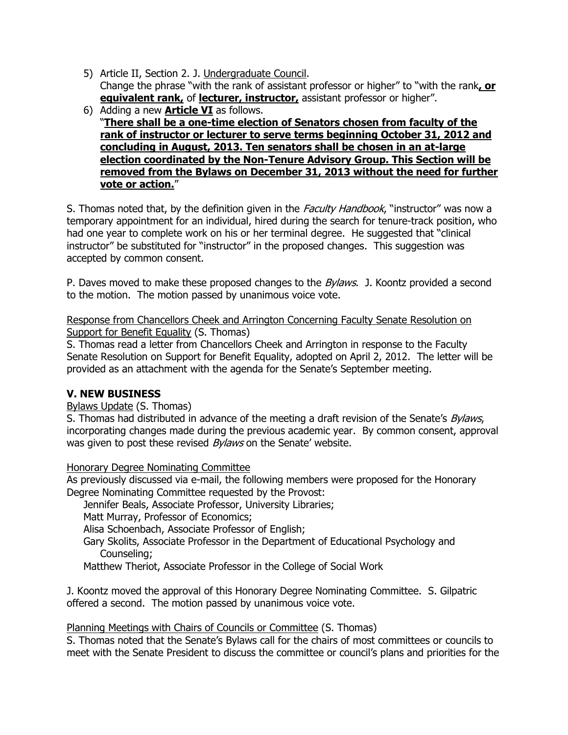5) Article II, Section 2. J. Undergraduate Council.
   Change the phrase "with the rank of assistant professor or higher" to "with the rank**, or equivalent rank,** of **lecturer, instructor,** assistant professor or higher".
6) Adding a new **Article VI** as follows.
   "**There shall be a one-time election of Senators chosen from faculty of the rank of instructor or lecturer to serve terms beginning October 31, 2012 and concluding in August, 2013. Ten senators shall be chosen in an at-large election coordinated by the Non-Tenure Advisory Group. This Section will be removed from the Bylaws on December 31, 2013 without the need for further vote or action.**"

S. Thomas noted that, by the definition given in the *Faculty Handbook*, "instructor" was now a temporary appointment for an individual, hired during the search for tenure-track position, who had one year to complete work on his or her terminal degree. He suggested that "clinical instructor" be substituted for "instructor" in the proposed changes. This suggestion was accepted by common consent.

P. Daves moved to make these proposed changes to the *Bylaws*. J. Koontz provided a second to the motion. The motion passed by unanimous voice vote.

Response from Chancellors Cheek and Arrington Concerning Faculty Senate Resolution on Support for Benefit Equality (S. Thomas)
S. Thomas read a letter from Chancellors Cheek and Arrington in response to the Faculty Senate Resolution on Support for Benefit Equality, adopted on April 2, 2012. The letter will be provided as an attachment with the agenda for the Senate's September meeting.

## V. NEW BUSINESS

Bylaws Update (S. Thomas)
S. Thomas had distributed in advance of the meeting a draft revision of the Senate's *Bylaws*, incorporating changes made during the previous academic year. By common consent, approval was given to post these revised *Bylaws* on the Senate' website.

Honorary Degree Nominating Committee
As previously discussed via e-mail, the following members were proposed for the Honorary Degree Nominating Committee requested by the Provost:

Jennifer Beals, Associate Professor, University Libraries;
Matt Murray, Professor of Economics;
Alisa Schoenbach, Associate Professor of English;
Gary Skolits, Associate Professor in the Department of Educational Psychology and Counseling;
Matthew Theriot, Associate Professor in the College of Social Work

J. Koontz moved the approval of this Honorary Degree Nominating Committee. S. Gilpatric offered a second. The motion passed by unanimous voice vote.

Planning Meetings with Chairs of Councils or Committee (S. Thomas)
S. Thomas noted that the Senate's Bylaws call for the chairs of most committees or councils to meet with the Senate President to discuss the committee or council's plans and priorities for the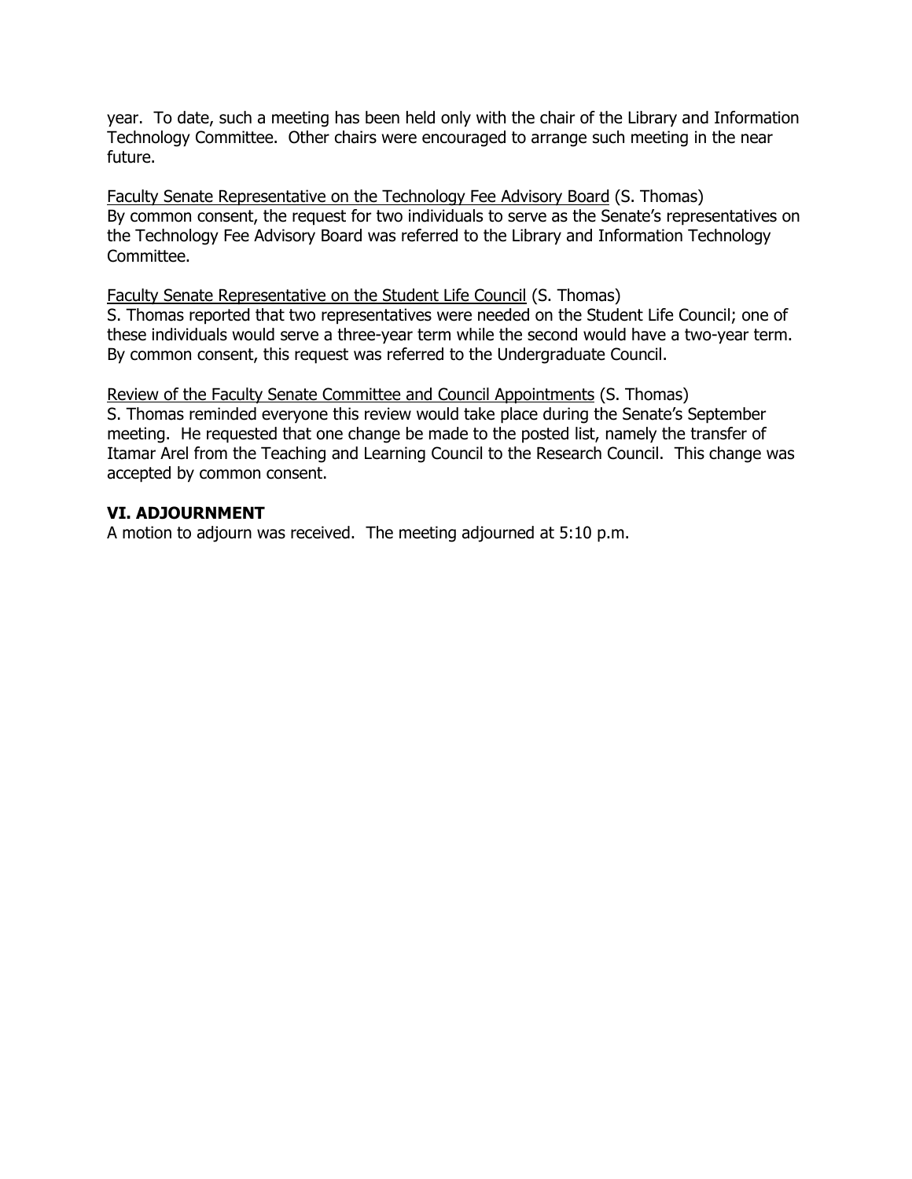year. To date, such a meeting has been held only with the chair of the Library and Information Technology Committee. Other chairs were encouraged to arrange such meeting in the near future.

<u>Faculty Senate Representative on the Technology Fee Advisory Board</u> (S. Thomas)
By common consent, the request for two individuals to serve as the Senate's representatives on the Technology Fee Advisory Board was referred to the Library and Information Technology Committee.

<u>Faculty Senate Representative on the Student Life Council</u> (S. Thomas)
S. Thomas reported that two representatives were needed on the Student Life Council; one of these individuals would serve a three-year term while the second would have a two-year term. By common consent, this request was referred to the Undergraduate Council.

<u>Review of the Faculty Senate Committee and Council Appointments</u> (S. Thomas)
S. Thomas reminded everyone this review would take place during the Senate's September meeting. He requested that one change be made to the posted list, namely the transfer of Itamar Arel from the Teaching and Learning Council to the Research Council. This change was accepted by common consent.

**VI. ADJOURNMENT**

A motion to adjourn was received. The meeting adjourned at 5:10 p.m.